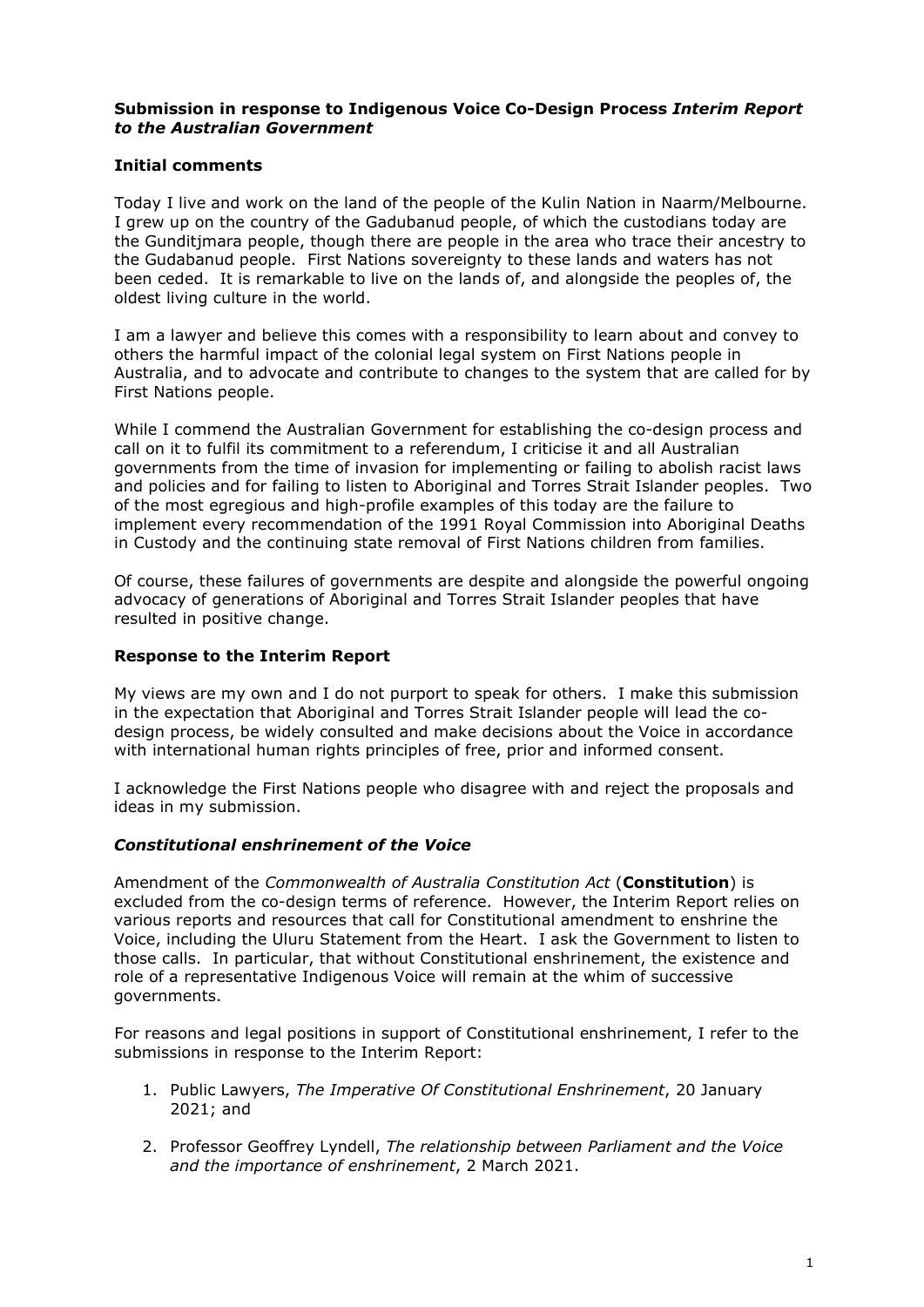**Submission in response to Indigenous Voice Co-Design Process *Interim Report to the Australian Government***

**Initial comments**

Today I live and work on the land of the people of the Kulin Nation in Naarm/Melbourne. I grew up on the country of the Gadubanud people, of which the custodians today are the Gunditjmara people, though there are people in the area who trace their ancestry to the Gudabanud people. First Nations sovereignty to these lands and waters has not been ceded. It is remarkable to live on the lands of, and alongside the peoples of, the oldest living culture in the world.

I am a lawyer and believe this comes with a responsibility to learn about and convey to others the harmful impact of the colonial legal system on First Nations people in Australia, and to advocate and contribute to changes to the system that are called for by First Nations people.

While I commend the Australian Government for establishing the co-design process and call on it to fulfil its commitment to a referendum, I criticise it and all Australian governments from the time of invasion for implementing or failing to abolish racist laws and policies and for failing to listen to Aboriginal and Torres Strait Islander peoples. Two of the most egregious and high-profile examples of this today are the failure to implement every recommendation of the 1991 Royal Commission into Aboriginal Deaths in Custody and the continuing state removal of First Nations children from families.

Of course, these failures of governments are despite and alongside the powerful ongoing advocacy of generations of Aboriginal and Torres Strait Islander peoples that have resulted in positive change.

**Response to the Interim Report**

My views are my own and I do not purport to speak for others. I make this submission in the expectation that Aboriginal and Torres Strait Islander people will lead the co-design process, be widely consulted and make decisions about the Voice in accordance with international human rights principles of free, prior and informed consent.

I acknowledge the First Nations people who disagree with and reject the proposals and ideas in my submission.

***Constitutional enshrinement of the Voice***

Amendment of the *Commonwealth of Australia Constitution Act* (**Constitution**) is excluded from the co-design terms of reference. However, the Interim Report relies on various reports and resources that call for Constitutional amendment to enshrine the Voice, including the Uluru Statement from the Heart. I ask the Government to listen to those calls. In particular, that without Constitutional enshrinement, the existence and role of a representative Indigenous Voice will remain at the whim of successive governments.

For reasons and legal positions in support of Constitutional enshrinement, I refer to the submissions in response to the Interim Report:

1. Public Lawyers, *The Imperative Of Constitutional Enshrinement*, 20 January 2021; and
2. Professor Geoffrey Lyndell, *The relationship between Parliament and the Voice and the importance of enshrinement*, 2 March 2021.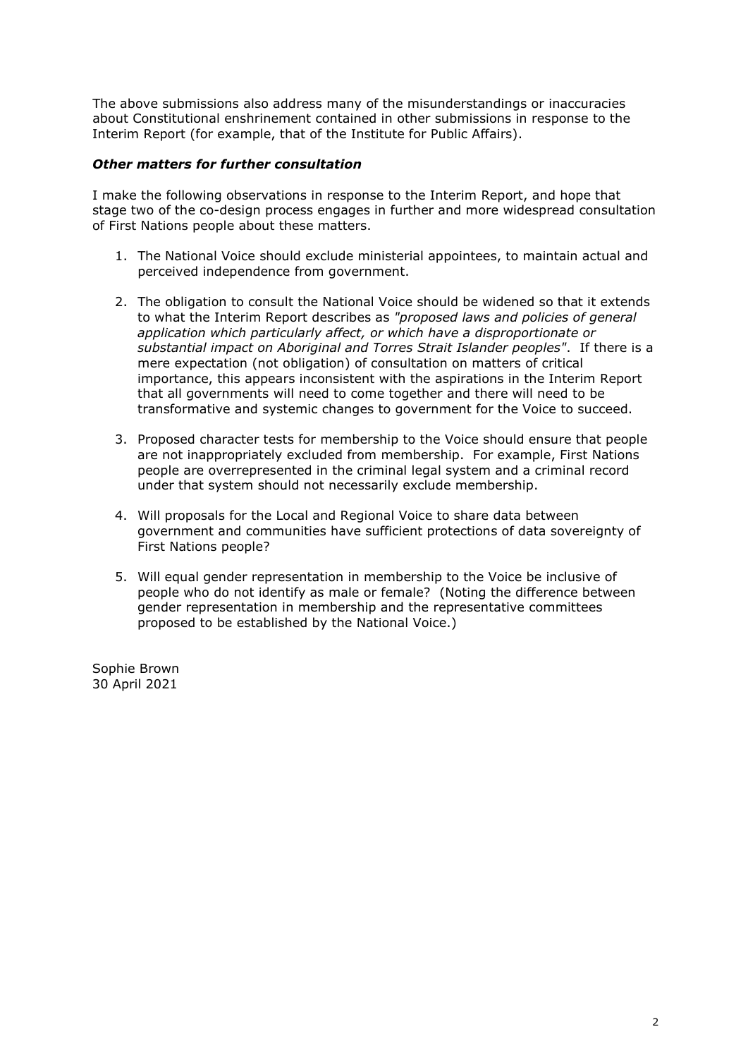The above submissions also address many of the misunderstandings or inaccuracies about Constitutional enshrinement contained in other submissions in response to the Interim Report (for example, that of the Institute for Public Affairs).

### *Other matters for further consultation*

I make the following observations in response to the Interim Report, and hope that stage two of the co-design process engages in further and more widespread consultation of First Nations people about these matters.

1. The National Voice should exclude ministerial appointees, to maintain actual and perceived independence from government.

2. The obligation to consult the National Voice should be widened so that it extends to what the Interim Report describes as *"proposed laws and policies of general application which particularly affect, or which have a disproportionate or substantial impact on Aboriginal and Torres Strait Islander peoples"*. If there is a mere expectation (not obligation) of consultation on matters of critical importance, this appears inconsistent with the aspirations in the Interim Report that all governments will need to come together and there will need to be transformative and systemic changes to government for the Voice to succeed.

3. Proposed character tests for membership to the Voice should ensure that people are not inappropriately excluded from membership. For example, First Nations people are overrepresented in the criminal legal system and a criminal record under that system should not necessarily exclude membership.

4. Will proposals for the Local and Regional Voice to share data between government and communities have sufficient protections of data sovereignty of First Nations people?

5. Will equal gender representation in membership to the Voice be inclusive of people who do not identify as male or female? (Noting the difference between gender representation in membership and the representative committees proposed to be established by the National Voice.)

Sophie Brown
30 April 2021